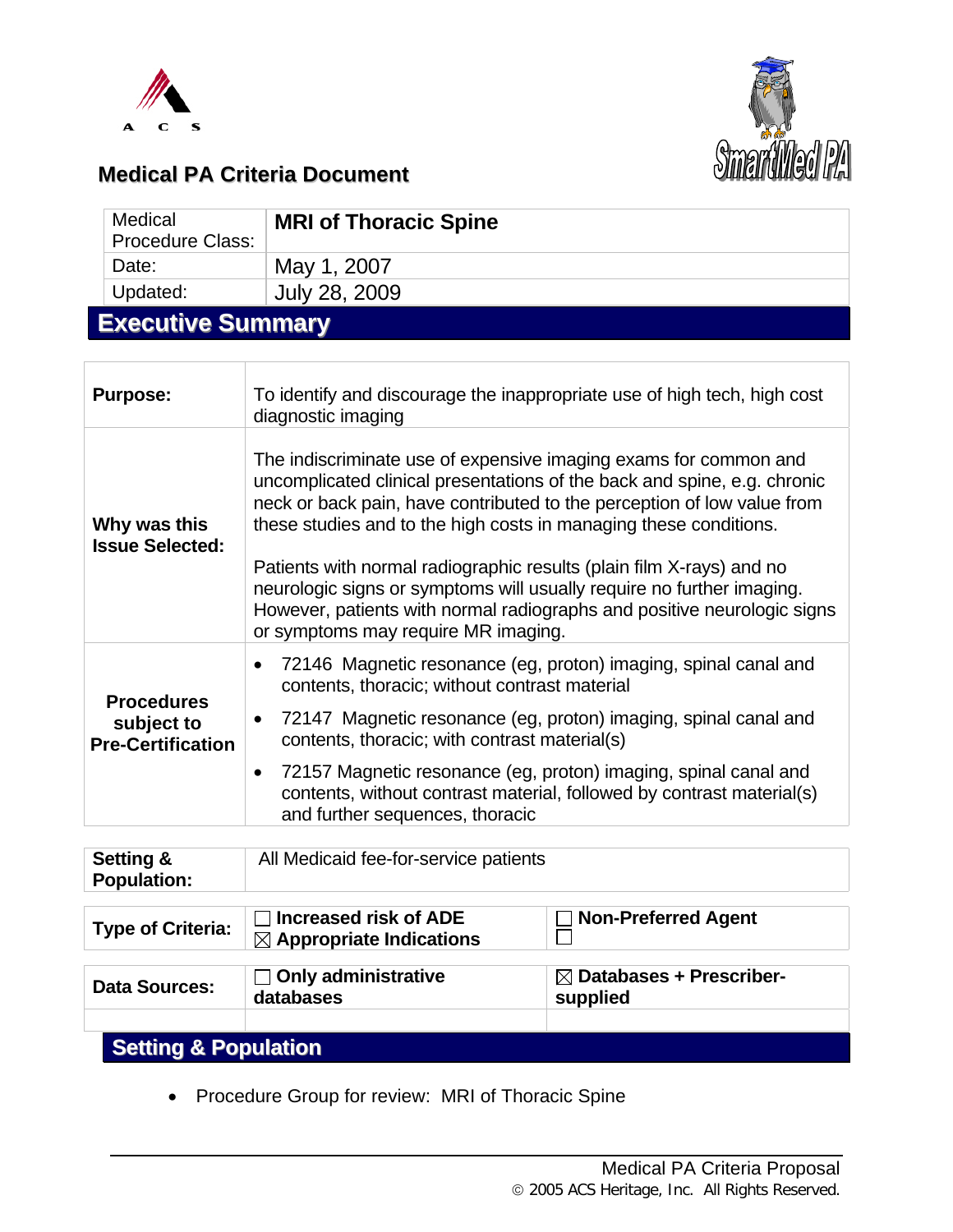# Medical PA Criteria Document

| Medical Procedure Class: | **MRI of Thoracic Spine** |
|---|---|
| Date: | May 1, 2007 |
| Updated: | July 28, 2009 |

## Executive Summary

| | |
|---|---|
| **Purpose:** | To identify and discourage the inappropriate use of high tech, high cost diagnostic imaging |
| **Why was this Issue Selected:** | The indiscriminate use of expensive imaging exams for common and uncomplicated clinical presentations of the back and spine, e.g. chronic neck or back pain, have contributed to the perception of low value from these studies and to the high costs in managing these conditions.<br><br>Patients with normal radiographic results (plain film X-rays) and no neurologic signs or symptoms will usually require no further imaging. However, patients with normal radiographs and positive neurologic signs or symptoms may require MR imaging. |
| **Procedures subject to Pre-Certification** | • 72146 Magnetic resonance (eg, proton) imaging, spinal canal and contents, thoracic; without contrast material<br>• 72147 Magnetic resonance (eg, proton) imaging, spinal canal and contents, thoracic; with contrast material(s)<br>• 72157 Magnetic resonance (eg, proton) imaging, spinal canal and contents, without contrast material, followed by contrast material(s) and further sequences, thoracic |

| | |
|---|---|
| **Setting & Population:** | All Medicaid fee-for-service patients |

| | | |
|---|---|---|
| **Type of Criteria:** | ☐ **Increased risk of ADE**<br>☒ **Appropriate Indications** | ☐ **Non-Preferred Agent**<br>☐ |
| **Data Sources:** | ☐ **Only administrative databases** | ☒ **Databases + Prescriber-supplied** |

## Setting & Population

- Procedure Group for review: MRI of Thoracic Spine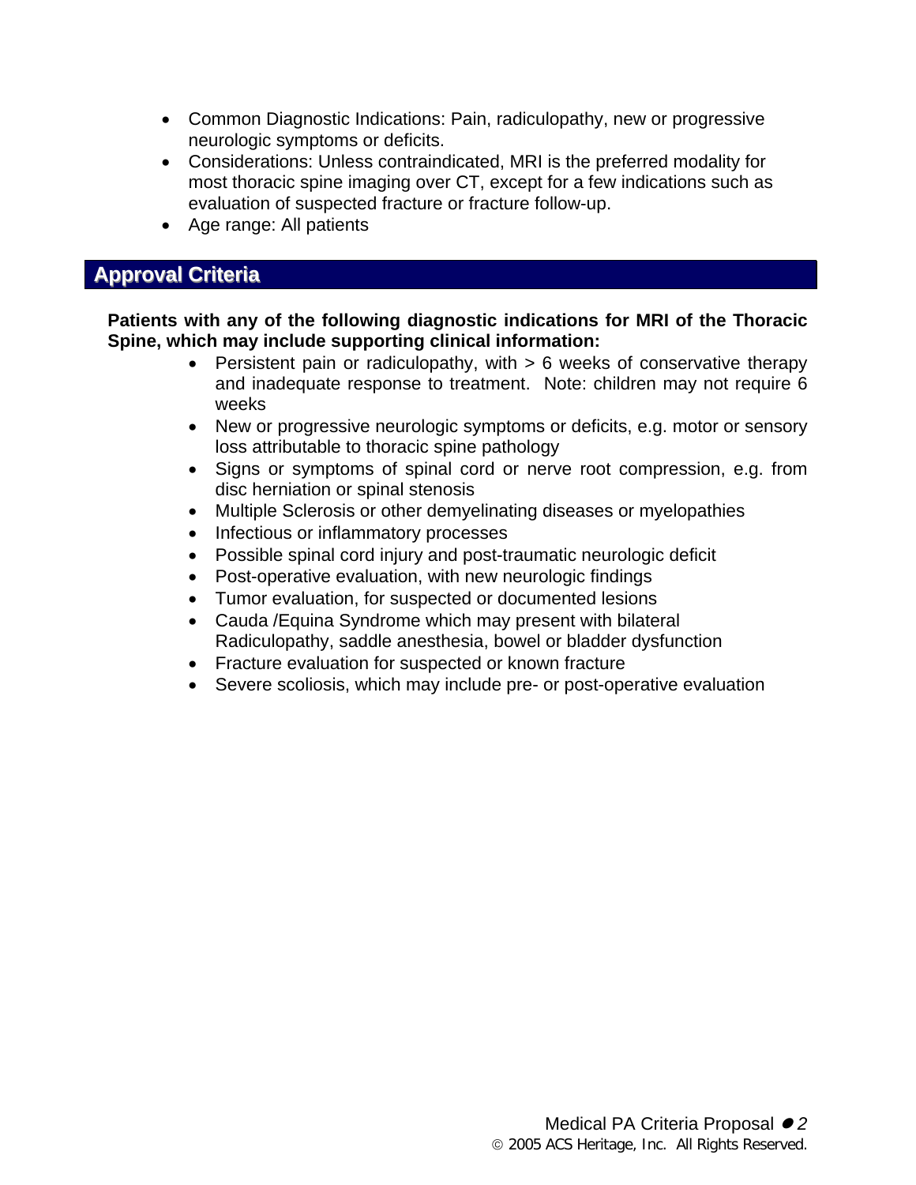- Common Diagnostic Indications: Pain, radiculopathy, new or progressive neurologic symptoms or deficits.
- Considerations: Unless contraindicated, MRI is the preferred modality for most thoracic spine imaging over CT, except for a few indications such as evaluation of suspected fracture or fracture follow-up.
- Age range: All patients

## Approval Criteria

**Patients with any of the following diagnostic indications for MRI of the Thoracic Spine, which may include supporting clinical information:**

- Persistent pain or radiculopathy, with > 6 weeks of conservative therapy and inadequate response to treatment. Note: children may not require 6 weeks
- New or progressive neurologic symptoms or deficits, e.g. motor or sensory loss attributable to thoracic spine pathology
- Signs or symptoms of spinal cord or nerve root compression, e.g. from disc herniation or spinal stenosis
- Multiple Sclerosis or other demyelinating diseases or myelopathies
- Infectious or inflammatory processes
- Possible spinal cord injury and post-traumatic neurologic deficit
- Post-operative evaluation, with new neurologic findings
- Tumor evaluation, for suspected or documented lesions
- Cauda /Equina Syndrome which may present with bilateral Radiculopathy, saddle anesthesia, bowel or bladder dysfunction
- Fracture evaluation for suspected or known fracture
- Severe scoliosis, which may include pre- or post-operative evaluation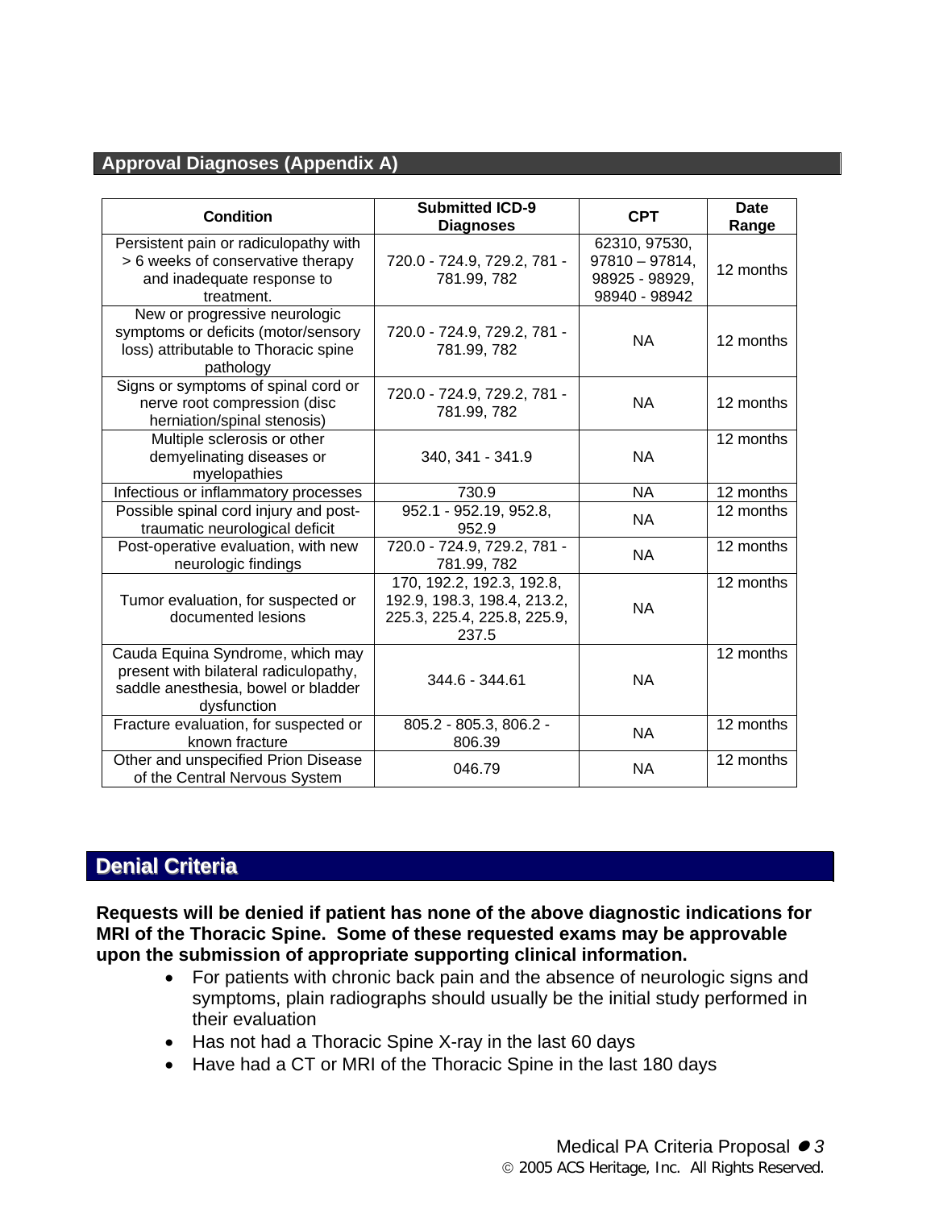## Approval Diagnoses (Appendix A)

| Condition | Submitted ICD-9 Diagnoses | CPT | Date Range |
|---|---|---|---|
| Persistent pain or radiculopathy with > 6 weeks of conservative therapy and inadequate response to treatment. | 720.0 - 724.9, 729.2, 781 - 781.99, 782 | 62310, 97530, 97810 – 97814, 98925 - 98929, 98940 - 98942 | 12 months |
| New or progressive neurologic symptoms or deficits (motor/sensory loss) attributable to Thoracic spine pathology | 720.0 - 724.9, 729.2, 781 - 781.99, 782 | NA | 12 months |
| Signs or symptoms of spinal cord or nerve root compression (disc herniation/spinal stenosis) | 720.0 - 724.9, 729.2, 781 - 781.99, 782 | NA | 12 months |
| Multiple sclerosis or other demyelinating diseases or myelopathies | 340, 341 - 341.9 | NA | 12 months |
| Infectious or inflammatory processes | 730.9 | NA | 12 months |
| Possible spinal cord injury and post-traumatic neurological deficit | 952.1 - 952.19, 952.8, 952.9 | NA | 12 months |
| Post-operative evaluation, with new neurologic findings | 720.0 - 724.9, 729.2, 781 - 781.99, 782 | NA | 12 months |
| Tumor evaluation, for suspected or documented lesions | 170, 192.2, 192.3, 192.8, 192.9, 198.3, 198.4, 213.2, 225.3, 225.4, 225.8, 225.9, 237.5 | NA | 12 months |
| Cauda Equina Syndrome, which may present with bilateral radiculopathy, saddle anesthesia, bowel or bladder dysfunction | 344.6 - 344.61 | NA | 12 months |
| Fracture evaluation, for suspected or known fracture | 805.2 - 805.3, 806.2 - 806.39 | NA | 12 months |
| Other and unspecified Prion Disease of the Central Nervous System | 046.79 | NA | 12 months |

## Denial Criteria

**Requests will be denied if patient has none of the above diagnostic indications for MRI of the Thoracic Spine. Some of these requested exams may be approvable upon the submission of appropriate supporting clinical information.**

- For patients with chronic back pain and the absence of neurologic signs and symptoms, plain radiographs should usually be the initial study performed in their evaluation
- Has not had a Thoracic Spine X-ray in the last 60 days
- Have had a CT or MRI of the Thoracic Spine in the last 180 days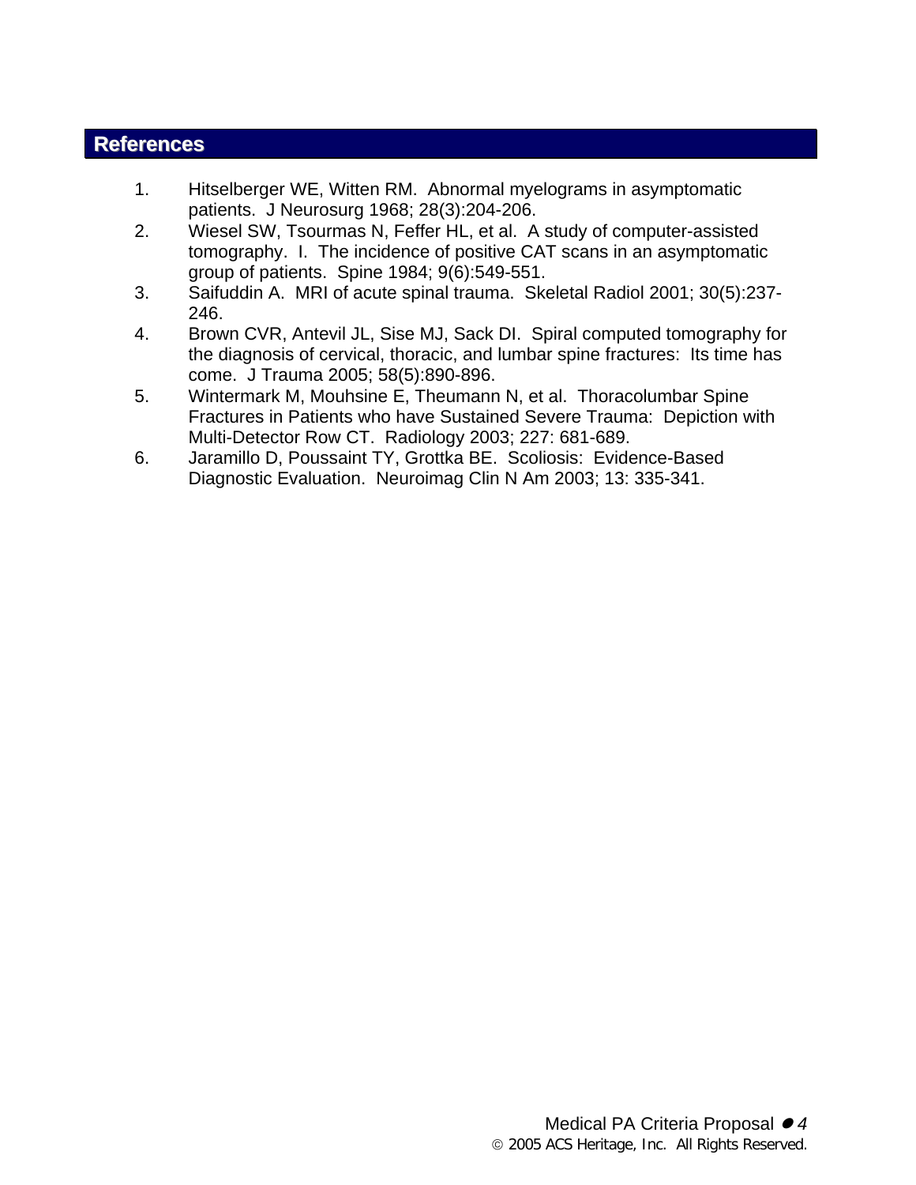## References

1. Hitselberger WE, Witten RM. Abnormal myelograms in asymptomatic patients. J Neurosurg 1968; 28(3):204-206.
2. Wiesel SW, Tsourmas N, Feffer HL, et al. A study of computer-assisted tomography. I. The incidence of positive CAT scans in an asymptomatic group of patients. Spine 1984; 9(6):549-551.
3. Saifuddin A. MRI of acute spinal trauma. Skeletal Radiol 2001; 30(5):237-246.
4. Brown CVR, Antevil JL, Sise MJ, Sack DI. Spiral computed tomography for the diagnosis of cervical, thoracic, and lumbar spine fractures: Its time has come. J Trauma 2005; 58(5):890-896.
5. Wintermark M, Mouhsine E, Theumann N, et al. Thoracolumbar Spine Fractures in Patients who have Sustained Severe Trauma: Depiction with Multi-Detector Row CT. Radiology 2003; 227: 681-689.
6. Jaramillo D, Poussaint TY, Grottka BE. Scoliosis: Evidence-Based Diagnostic Evaluation. Neuroimag Clin N Am 2003; 13: 335-341.